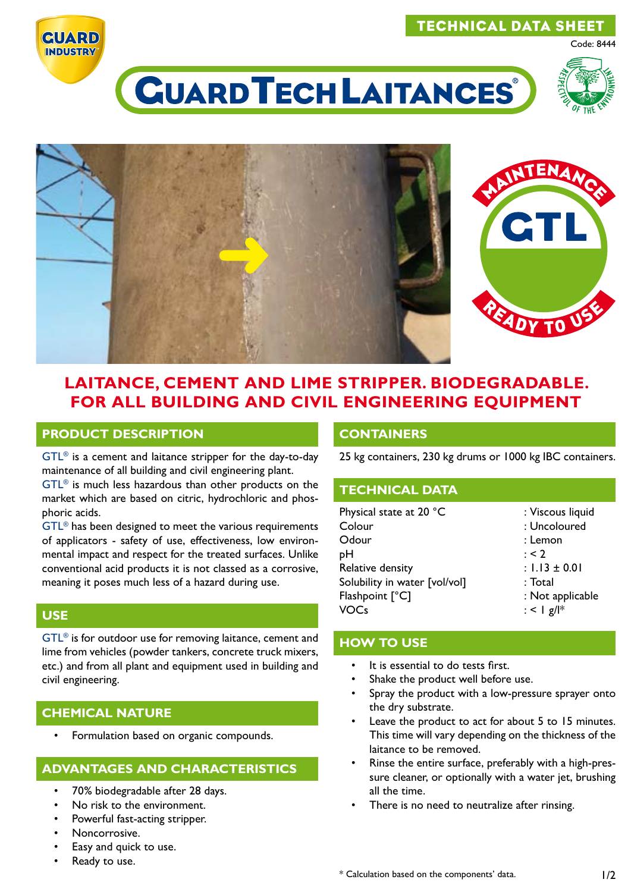GUARD INDUSTRY

TECHNICAL DATA SHEET

Code: 8444

# GUARDTECHLAITANCES®

MAINTENANCE GTL READY TO USE

## LAITANCE, CEMENT AND LIME STRIPPER. BIODEGRADABLE. FOR ALL BUILDING AND CIVIL ENGINEERING EQUIPMENT

### PRODUCT DESCRIPTION

GTL® is a cement and laitance stripper for the day-to-day maintenance of all building and civil engineering plant.
GTL® is much less hazardous than other products on the market which are based on citric, hydrochloric and phosphoric acids.
GTL® has been designed to meet the various requirements of applicators - safety of use, effectiveness, low environmental impact and respect for the treated surfaces. Unlike conventional acid products it is not classed as a corrosive, meaning it poses much less of a hazard during use.

### USE

GTL® is for outdoor use for removing laitance, cement and lime from vehicles (powder tankers, concrete truck mixers, etc.) and from all plant and equipment used in building and civil engineering.

### CHEMICAL NATURE

- Formulation based on organic compounds.

### ADVANTAGES AND CHARACTERISTICS

- 70% biodegradable after 28 days.
- No risk to the environment.
- Powerful fast-acting stripper.
- Noncorrosive.
- Easy and quick to use.
- Ready to use.

### CONTAINERS

25 kg containers, 230 kg drums or 1000 kg IBC containers.

### TECHNICAL DATA

| | |
|---|---|
| Physical state at 20 °C | : Viscous liquid |
| Colour | : Uncoloured |
| Odour | : Lemon |
| pH | : < 2 |
| Relative density | : 1.13 ± 0.01 |
| Solubility in water [vol/vol] | : Total |
| Flashpoint [°C] | : Not applicable |
| VOCs | : < 1 g/l* |

### HOW TO USE

- It is essential to do tests first.
- Shake the product well before use.
- Spray the product with a low-pressure sprayer onto the dry substrate.
- Leave the product to act for about 5 to 15 minutes. This time will vary depending on the thickness of the laitance to be removed.
- Rinse the entire surface, preferably with a high-pressure cleaner, or optionally with a water jet, brushing all the time.
- There is no need to neutralize after rinsing.

\* Calculation based on the components' data.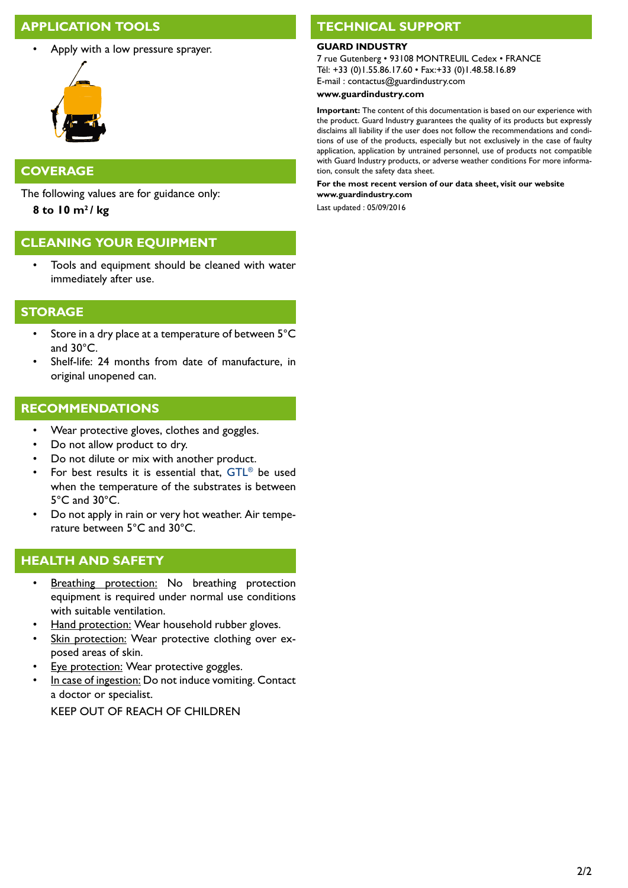## APPLICATION TOOLS

- Apply with a low pressure sprayer.

## COVERAGE

The following values are for guidance only:

**8 to 10 m²/ kg**

## CLEANING YOUR EQUIPMENT

- Tools and equipment should be cleaned with water immediately after use.

## STORAGE

- Store in a dry place at a temperature of between 5°C and 30°C.
- Shelf-life: 24 months from date of manufacture, in original unopened can.

## RECOMMENDATIONS

- Wear protective gloves, clothes and goggles.
- Do not allow product to dry.
- Do not dilute or mix with another product.
- For best results it is essential that, GTL® be used when the temperature of the substrates is between 5°C and 30°C.
- Do not apply in rain or very hot weather. Air temperature between 5°C and 30°C.

## HEALTH AND SAFETY

- Breathing protection: No breathing protection equipment is required under normal use conditions with suitable ventilation.
- Hand protection: Wear household rubber gloves.
- Skin protection: Wear protective clothing over exposed areas of skin.
- Eye protection: Wear protective goggles.
- In case of ingestion: Do not induce vomiting. Contact a doctor or specialist.

KEEP OUT OF REACH OF CHILDREN

## TECHNICAL SUPPORT

**GUARD INDUSTRY**
7 rue Gutenberg • 93108 MONTREUIL Cedex • FRANCE
Tél: +33 (0)1.55.86.17.60 • Fax:+33 (0)1.48.58.16.89
E-mail : contactus@guardindustry.com
**www.guardindustry.com**

**Important:** The content of this documentation is based on our experience with the product. Guard Industry guarantees the quality of its products but expressly disclaims all liability if the user does not follow the recommendations and conditions of use of the products, especially but not exclusively in the case of faulty application, application by untrained personnel, use of products not compatible with Guard Industry products, or adverse weather conditions For more information, consult the safety data sheet.

**For the most recent version of our data sheet, visit our website www.guardindustry.com**

Last updated : 05/09/2016